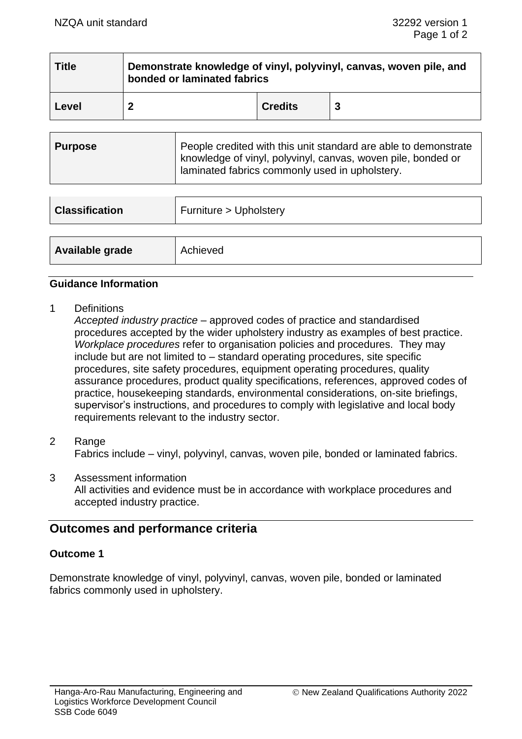| Title | Demonstrate knowledge of vinyl, polyvinyl, canvas, woven pile, and bonded or laminated fabrics | | |
|---|---|---|---|
| Level | 2 | Credits | 3 |

| Purpose | People credited with this unit standard are able to demonstrate knowledge of vinyl, polyvinyl, canvas, woven pile, bonded or laminated fabrics commonly used in upholstery. |
|---|---|

| Classification | Furniture > Upholstery |
|---|---|

| Available grade | Achieved |
|---|---|

## Guidance Information

1 Definitions

*Accepted industry practice* – approved codes of practice and standardised procedures accepted by the wider upholstery industry as examples of best practice.

*Workplace procedures* refer to organisation policies and procedures. They may include but are not limited to – standard operating procedures, site specific procedures, site safety procedures, equipment operating procedures, quality assurance procedures, product quality specifications, references, approved codes of practice, housekeeping standards, environmental considerations, on-site briefings, supervisor's instructions, and procedures to comply with legislative and local body requirements relevant to the industry sector.

2 Range

Fabrics include – vinyl, polyvinyl, canvas, woven pile, bonded or laminated fabrics.

3 Assessment information

All activities and evidence must be in accordance with workplace procedures and accepted industry practice.

# Outcomes and performance criteria

## Outcome 1

Demonstrate knowledge of vinyl, polyvinyl, canvas, woven pile, bonded or laminated fabrics commonly used in upholstery.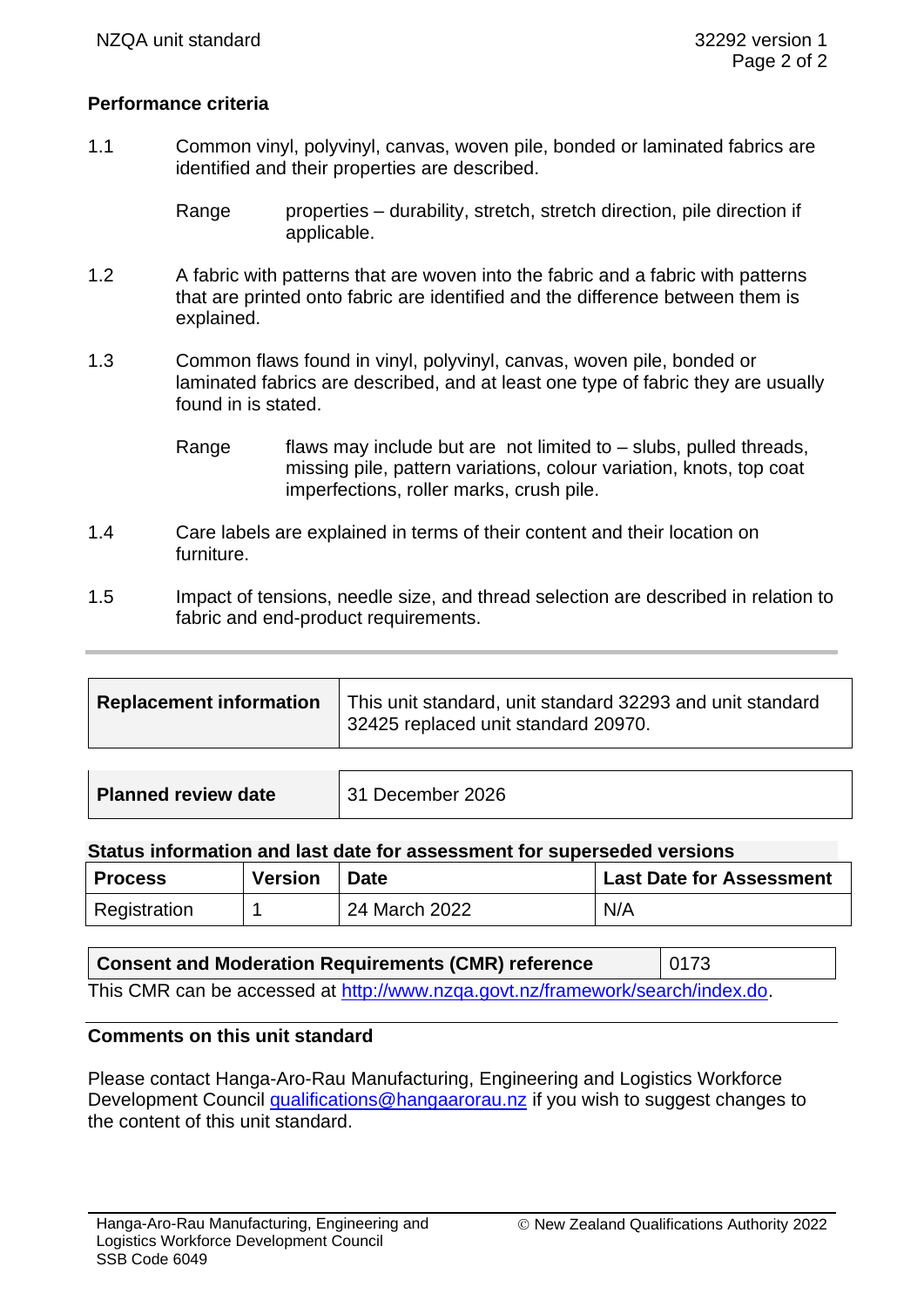**Performance criteria**

1.1 Common vinyl, polyvinyl, canvas, woven pile, bonded or laminated fabrics are identified and their properties are described.

Range properties – durability, stretch, stretch direction, pile direction if applicable.

1.2 A fabric with patterns that are woven into the fabric and a fabric with patterns that are printed onto fabric are identified and the difference between them is explained.

1.3 Common flaws found in vinyl, polyvinyl, canvas, woven pile, bonded or laminated fabrics are described, and at least one type of fabric they are usually found in is stated.

Range flaws may include but are not limited to – slubs, pulled threads, missing pile, pattern variations, colour variation, knots, top coat imperfections, roller marks, crush pile.

1.4 Care labels are explained in terms of their content and their location on furniture.

1.5 Impact of tensions, needle size, and thread selection are described in relation to fabric and end-product requirements.

| | |
|---|---|
| **Replacement information** | This unit standard, unit standard 32293 and unit standard 32425 replaced unit standard 20970. |

| | |
|---|---|
| **Planned review date** | 31 December 2026 |

**Status information and last date for assessment for superseded versions**

| Process | Version | Date | Last Date for Assessment |
|---|---|---|---|
| Registration | 1 | 24 March 2022 | N/A |

| | |
|---|---|
| **Consent and Moderation Requirements (CMR) reference** | 0173 |

This CMR can be accessed at http://www.nzqa.govt.nz/framework/search/index.do.

**Comments on this unit standard**

Please contact Hanga-Aro-Rau Manufacturing, Engineering and Logistics Workforce Development Council qualifications@hangaarorau.nz if you wish to suggest changes to the content of this unit standard.